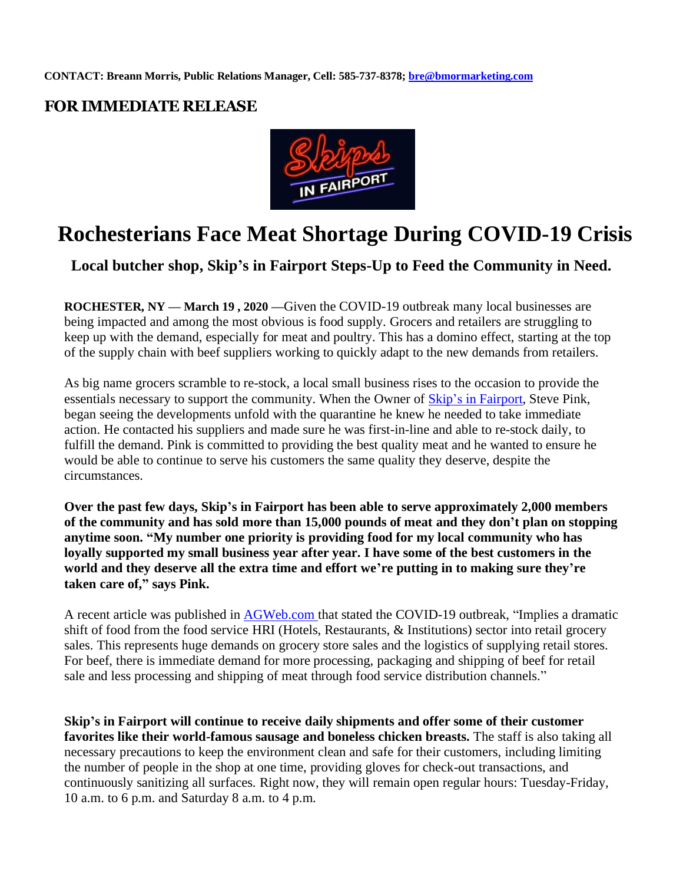**CONTACT: Breann Morris, Public Relations Manager, Cell: 585-737-8378; bre@bmormarketing.com**

## FOR IMMEDIATE RELEASE

# Rochesterians Face Meat Shortage During COVID-19 Crisis

### Local butcher shop, Skip's in Fairport Steps-Up to Feed the Community in Need.

**ROCHESTER, NY — March 19 , 2020** —Given the COVID-19 outbreak many local businesses are being impacted and among the most obvious is food supply. Grocers and retailers are struggling to keep up with the demand, especially for meat and poultry. This has a domino effect, starting at the top of the supply chain with beef suppliers working to quickly adapt to the new demands from retailers.

As big name grocers scramble to re-stock, a local small business rises to the occasion to provide the essentials necessary to support the community. When the Owner of Skip's in Fairport, Steve Pink, began seeing the developments unfold with the quarantine he knew he needed to take immediate action. He contacted his suppliers and made sure he was first-in-line and able to re-stock daily, to fulfill the demand. Pink is committed to providing the best quality meat and he wanted to ensure he would be able to continue to serve his customers the same quality they deserve, despite the circumstances.

**Over the past few days, Skip's in Fairport has been able to serve approximately 2,000 members of the community and has sold more than 15,000 pounds of meat and they don't plan on stopping anytime soon. "My number one priority is providing food for my local community who has loyally supported my small business year after year. I have some of the best customers in the world and they deserve all the extra time and effort we're putting in to making sure they're taken care of," says Pink.**

A recent article was published in AGWeb.com that stated the COVID-19 outbreak, "Implies a dramatic shift of food from the food service HRI (Hotels, Restaurants, & Institutions) sector into retail grocery sales. This represents huge demands on grocery store sales and the logistics of supplying retail stores. For beef, there is immediate demand for more processing, packaging and shipping of beef for retail sale and less processing and shipping of meat through food service distribution channels."

**Skip's in Fairport will continue to receive daily shipments and offer some of their customer favorites like their world-famous sausage and boneless chicken breasts.** The staff is also taking all necessary precautions to keep the environment clean and safe for their customers, including limiting the number of people in the shop at one time, providing gloves for check-out transactions, and continuously sanitizing all surfaces. Right now, they will remain open regular hours: Tuesday-Friday, 10 a.m. to 6 p.m. and Saturday 8 a.m. to 4 p.m.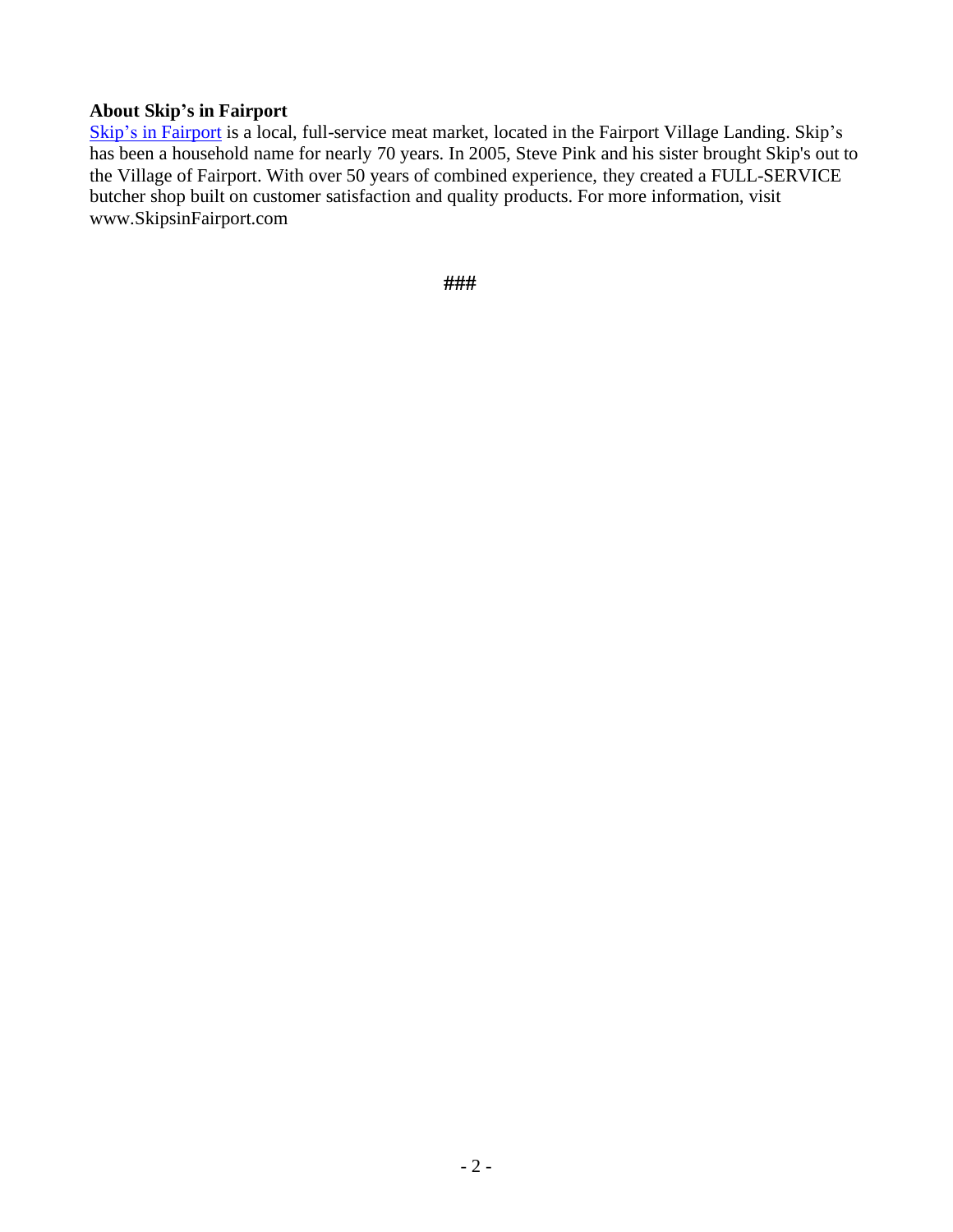**About Skip's in Fairport**

Skip's in Fairport is a local, full-service meat market, located in the Fairport Village Landing. Skip's has been a household name for nearly 70 years. In 2005, Steve Pink and his sister brought Skip's out to the Village of Fairport. With over 50 years of combined experience, they created a FULL-SERVICE butcher shop built on customer satisfaction and quality products. For more information, visit www.SkipsinFairport.com

###